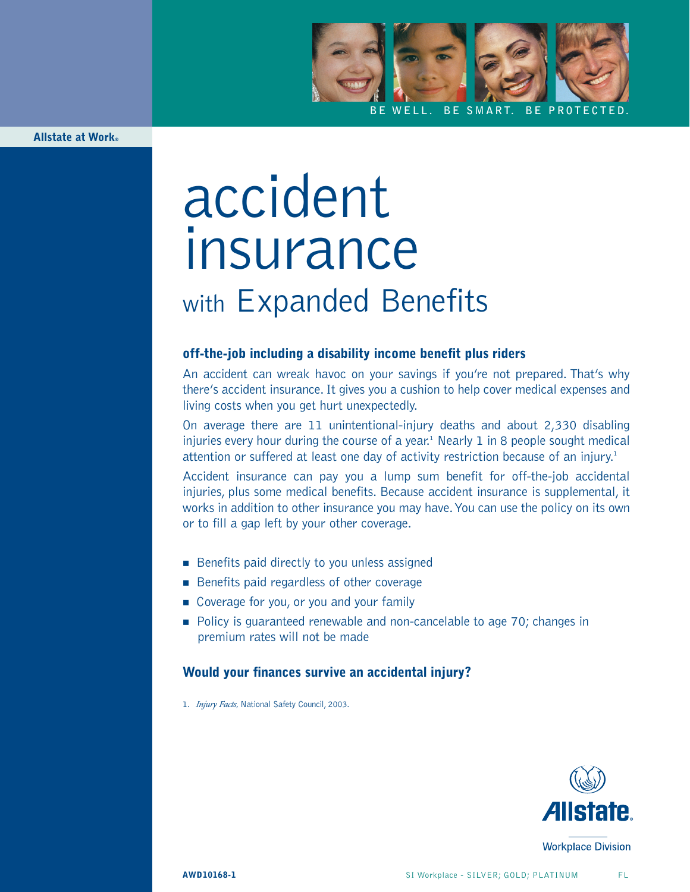BE WELL. BE SMART. BE PROTECTED.

**Allstate at Work®**

# accident insurance

## with Expanded Benefits

### off-the-job including a disability income benefit plus riders

An accident can wreak havoc on your savings if you're not prepared. That's why there's accident insurance. It gives you a cushion to help cover medical expenses and living costs when you get hurt unexpectedly.

On average there are 11 unintentional-injury deaths and about 2,330 disabling injuries every hour during the course of a year.[1] Nearly 1 in 8 people sought medical attention or suffered at least one day of activity restriction because of an injury.[1]

Accident insurance can pay you a lump sum benefit for off-the-job accidental injuries, plus some medical benefits. Because accident insurance is supplemental, it works in addition to other insurance you may have. You can use the policy on its own or to fill a gap left by your other coverage.

- Benefits paid directly to you unless assigned
- Benefits paid regardless of other coverage
- Coverage for you, or you and your family
- Policy is guaranteed renewable and non-cancelable to age 70; changes in premium rates will not be made

### Would your finances survive an accidental injury?

1. *Injury Facts,* National Safety Council, 2003.

Allstate Workplace Division

AWD10168-1 SI Workplace - SILVER; GOLD; PLATINUM FL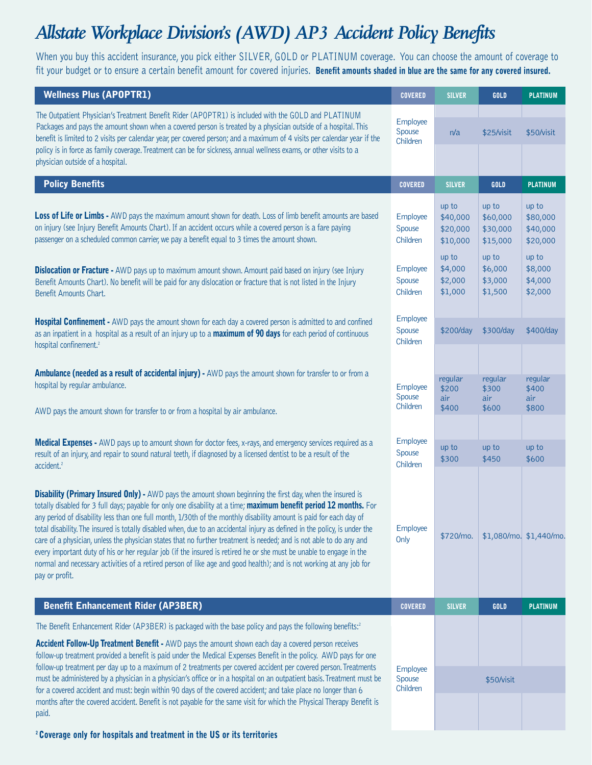# Allstate Workplace Division's (AWD) AP3 Accident Policy Benefits

When you buy this accident insurance, you pick either SILVER, GOLD or PLATINUM coverage. You can choose the amount of coverage to fit your budget or to ensure a certain benefit amount for covered injuries. **Benefit amounts shaded in blue are the same for any covered insured.**

| Wellness Plus (APOPTR1) | COVERED | SILVER | GOLD | PLATINUM |
|---|---|---|---|---|
| The Outpatient Physician's Treatment Benefit Rider (APOPTR1) is included with the GOLD and PLATINUM Packages and pays the amount shown when a covered person is treated by a physician outside of a hospital. This benefit is limited to 2 visits per calendar year, per covered person; and a maximum of 4 visits per calendar year if the policy is in force as family coverage. Treatment can be for sickness, annual wellness exams, or other visits to a physician outside of a hospital. | Employee<br>Spouse<br>Children | n/a | $25/visit | $50/visit |

| Policy Benefits | COVERED | SILVER | GOLD | PLATINUM |
|---|---|---|---|---|
| **Loss of Life or Limbs -** AWD pays the maximum amount shown for death. Loss of limb benefit amounts are based on injury (see Injury Benefit Amounts Chart). If an accident occurs while a covered person is a fare paying passenger on a scheduled common carrier, we pay a benefit equal to 3 times the amount shown. | Employee<br>Spouse<br>Children | up to<br>$40,000<br>$20,000<br>$10,000 | up to<br>$60,000<br>$30,000<br>$15,000 | up to<br>$80,000<br>$40,000<br>$20,000 |
| **Dislocation or Fracture -** AWD pays up to maximum amount shown. Amount paid based on injury (see Injury Benefit Amounts Chart). No benefit will be paid for any dislocation or fracture that is not listed in the Injury Benefit Amounts Chart. | Employee<br>Spouse<br>Children | up to<br>$4,000<br>$2,000<br>$1,000 | up to<br>$6,000<br>$3,000<br>$1,500 | up to<br>$8,000<br>$4,000<br>$2,000 |
| **Hospital Confinement -** AWD pays the amount shown for each day a covered person is admitted to and confined as an inpatient in a hospital as a result of an injury up to a **maximum of 90 days** for each period of continuous hospital confinement.[2] | Employee<br>Spouse<br>Children | $200/day | $300/day | $400/day |
| **Ambulance (needed as a result of accidental injury) -** AWD pays the amount shown for transfer to or from a hospital by regular ambulance.<br><br>AWD pays the amount shown for transfer to or from a hospital by air ambulance. | Employee<br>Spouse<br>Children | regular<br>$200<br>air<br>$400 | regular<br>$300<br>air<br>$600 | regular<br>$400<br>air<br>$800 |
| **Medical Expenses -** AWD pays up to amount shown for doctor fees, x-rays, and emergency services required as a result of an injury, and repair to sound natural teeth, if diagnosed by a licensed dentist to be a result of the accident.[2] | Employee<br>Spouse<br>Children | up to<br>$300 | up to<br>$450 | up to<br>$600 |
| **Disability (Primary Insured Only) -** AWD pays the amount shown beginning the first day, when the insured is totally disabled for 3 full days; payable for only one disability at a time; **maximum benefit period 12 months.** For any period of disability less than one full month, 1/30th of the monthly disability amount is paid for each day of total disability. The insured is totally disabled when, due to an accidental injury as defined in the policy, is under the care of a physician, unless the physician states that no further treatment is needed; and is not able to do any and every important duty of his or her regular job (if the insured is retired he or she must be unable to engage in the normal and necessary activities of a retired person of like age and good health); and is not working at any job for pay or profit. | Employee<br>Only | $720/mo. | $1,080/mo. | $1,440/mo. |

| Benefit Enhancement Rider (AP3BER) | COVERED | SILVER | GOLD | PLATINUM |
|---|---|---|---|---|
| The Benefit Enhancement Rider (AP3BER) is packaged with the base policy and pays the following benefits:[2]<br><br>**Accident Follow-Up Treatment Benefit -** AWD pays the amount shown each day a covered person receives follow-up treatment provided a benefit is paid under the Medical Expenses Benefit in the policy. AWD pays for one follow-up treatment per day up to a maximum of 2 treatments per covered accident per covered person. Treatments must be administered by a physician in a physician's office or in a hospital on an outpatient basis. Treatment must be for a covered accident and must: begin within 90 days of the covered accident; and take place no longer than 6 months after the covered accident. Benefit is not payable for the same visit for which the Physical Therapy Benefit is paid. | Employee<br>Spouse<br>Children | $50/visit | | |

[2] **Coverage only for hospitals and treatment in the US or its territories**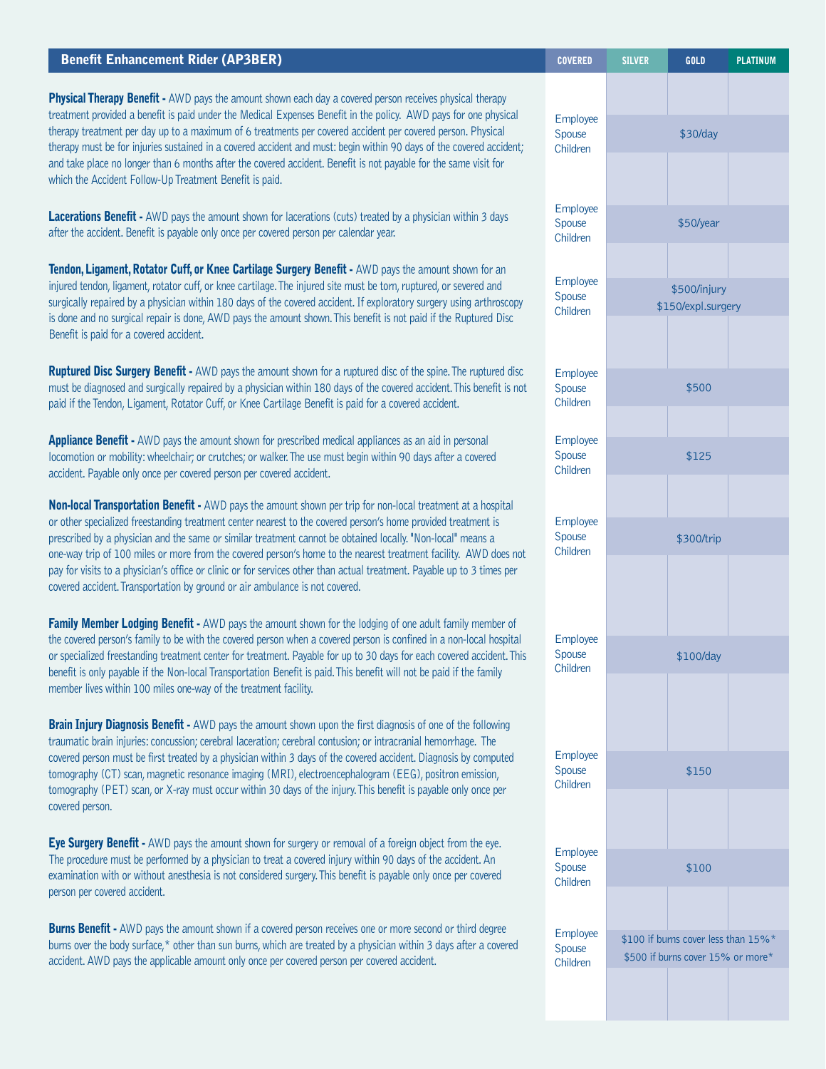| Benefit Enhancement Rider (AP3BER) | COVERED | SILVER | GOLD | PLATINUM |
|---|---|---|---|---|
| **Physical Therapy Benefit -** AWD pays the amount shown each day a covered person receives physical therapy treatment provided a benefit is paid under the Medical Expenses Benefit in the policy. AWD pays for one physical therapy treatment per day up to a maximum of 6 treatments per covered accident per covered person. Physical therapy must be for injuries sustained in a covered accident and must: begin within 90 days of the covered accident; and take place no longer than 6 months after the covered accident. Benefit is not payable for the same visit for which the Accident Follow-Up Treatment Benefit is paid. | Employee Spouse Children | | $30/day | |
| **Lacerations Benefit -** AWD pays the amount shown for lacerations (cuts) treated by a physician within 3 days after the accident. Benefit is payable only once per covered person per calendar year. | Employee Spouse Children | | $50/year | |
| **Tendon, Ligament, Rotator Cuff, or Knee Cartilage Surgery Benefit -** AWD pays the amount shown for an injured tendon, ligament, rotator cuff, or knee cartilage. The injured site must be torn, ruptured, or severed and surgically repaired by a physician within 180 days of the covered accident. If exploratory surgery using arthroscopy is done and no surgical repair is done, AWD pays the amount shown. This benefit is not paid if the Ruptured Disc Benefit is paid for a covered accident. | Employee Spouse Children | | $500/injury $150/expl.surgery | |
| **Ruptured Disc Surgery Benefit -** AWD pays the amount shown for a ruptured disc of the spine. The ruptured disc must be diagnosed and surgically repaired by a physician within 180 days of the covered accident. This benefit is not paid if the Tendon, Ligament, Rotator Cuff, or Knee Cartilage Benefit is paid for a covered accident. | Employee Spouse Children | | $500 | |
| **Appliance Benefit -** AWD pays the amount shown for prescribed medical appliances as an aid in personal locomotion or mobility: wheelchair; or crutches; or walker. The use must begin within 90 days after a covered accident. Payable only once per covered person per covered accident. | Employee Spouse Children | | $125 | |
| **Non-local Transportation Benefit -** AWD pays the amount shown per trip for non-local treatment at a hospital or other specialized freestanding treatment center nearest to the covered person's home provided treatment is prescribed by a physician and the same or similar treatment cannot be obtained locally. "Non-local" means a one-way trip of 100 miles or more from the covered person's home to the nearest treatment facility. AWD does not pay for visits to a physician's office or clinic or for services other than actual treatment. Payable up to 3 times per covered accident. Transportation by ground or air ambulance is not covered. | Employee Spouse Children | | $300/trip | |
| **Family Member Lodging Benefit -** AWD pays the amount shown for the lodging of one adult family member of the covered person's family to be with the covered person when a covered person is confined in a non-local hospital or specialized freestanding treatment center for treatment. Payable for up to 30 days for each covered accident. This benefit is only payable if the Non-local Transportation Benefit is paid. This benefit will not be paid if the family member lives within 100 miles one-way of the treatment facility. | Employee Spouse Children | | $100/day | |
| **Brain Injury Diagnosis Benefit -** AWD pays the amount shown upon the first diagnosis of one of the following traumatic brain injuries: concussion; cerebral laceration; cerebral contusion; or intracranial hemorrhage. The covered person must be first treated by a physician within 3 days of the covered accident. Diagnosis by computed tomography (CT) scan, magnetic resonance imaging (MRI), electroencephalogram (EEG), positron emission, tomography (PET) scan, or X-ray must occur within 30 days of the injury. This benefit is payable only once per covered person. | Employee Spouse Children | | $150 | |
| **Eye Surgery Benefit -** AWD pays the amount shown for surgery or removal of a foreign object from the eye. The procedure must be performed by a physician to treat a covered injury within 90 days of the accident. An examination with or without anesthesia is not considered surgery. This benefit is payable only once per covered person per covered accident. | Employee Spouse Children | | $100 | |
| **Burns Benefit -** AWD pays the amount shown if a covered person receives one or more second or third degree burns over the body surface,* other than sun burns, which are treated by a physician within 3 days after a covered accident. AWD pays the applicable amount only once per covered person per covered accident. | Employee Spouse Children | | $100 if burns cover less than 15%* $500 if burns cover 15% or more* | |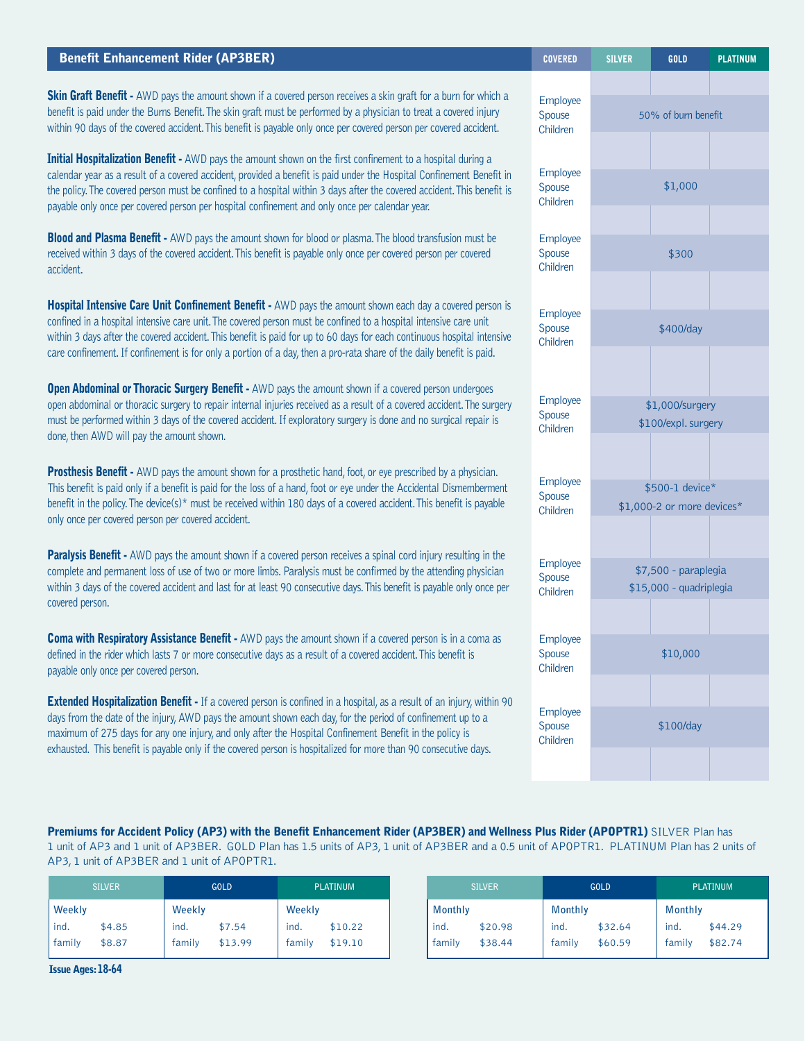## Benefit Enhancement Rider (AP3BER)

| Benefit | COVERED | SILVER | GOLD | PLATINUM |
|---|---|---|---|---|
| **Skin Graft Benefit -** AWD pays the amount shown if a covered person receives a skin graft for a burn for which a benefit is paid under the Burns Benefit. The skin graft must be performed by a physician to treat a covered injury within 90 days of the covered accident. This benefit is payable only once per covered person per covered accident. | Employee Spouse Children | 50% of burn benefit | | |
| **Initial Hospitalization Benefit -** AWD pays the amount shown on the first confinement to a hospital during a calendar year as a result of a covered accident, provided a benefit is paid under the Hospital Confinement Benefit in the policy. The covered person must be confined to a hospital within 3 days after the covered accident. This benefit is payable only once per covered person per hospital confinement and only once per calendar year. | Employee Spouse Children | $1,000 | | |
| **Blood and Plasma Benefit -** AWD pays the amount shown for blood or plasma. The blood transfusion must be received within 3 days of the covered accident. This benefit is payable only once per covered person per covered accident. | Employee Spouse Children | $300 | | |
| **Hospital Intensive Care Unit Confinement Benefit -** AWD pays the amount shown each day a covered person is confined in a hospital intensive care unit. The covered person must be confined to a hospital intensive care unit within 3 days after the covered accident. This benefit is paid for up to 60 days for each continuous hospital intensive care confinement. If confinement is for only a portion of a day, then a pro-rata share of the daily benefit is paid. | Employee Spouse Children | $400/day | | |
| **Open Abdominal or Thoracic Surgery Benefit -** AWD pays the amount shown if a covered person undergoes open abdominal or thoracic surgery to repair internal injuries received as a result of a covered accident. The surgery must be performed within 3 days of the covered accident. If exploratory surgery is done and no surgical repair is done, then AWD will pay the amount shown. | Employee Spouse Children | $1,000/surgery $100/expl. surgery | | |
| **Prosthesis Benefit -** AWD pays the amount shown for a prosthetic hand, foot, or eye prescribed by a physician. This benefit is paid only if a benefit is paid for the loss of a hand, foot or eye under the Accidental Dismemberment benefit in the policy. The device(s)* must be received within 180 days of a covered accident. This benefit is payable only once per covered person per covered accident. | Employee Spouse Children | $500-1 device* $1,000-2 or more devices* | | |
| **Paralysis Benefit -** AWD pays the amount shown if a covered person receives a spinal cord injury resulting in the complete and permanent loss of use of two or more limbs. Paralysis must be confirmed by the attending physician within 3 days of the covered accident and last for at least 90 consecutive days. This benefit is payable only once per covered person. | Employee Spouse Children | $7,500 - paraplegia $15,000 - quadriplegia | | |
| **Coma with Respiratory Assistance Benefit -** AWD pays the amount shown if a covered person is in a coma as defined in the rider which lasts 7 or more consecutive days as a result of a covered accident. This benefit is payable only once per covered person. | Employee Spouse Children | $10,000 | | |
| **Extended Hospitalization Benefit -** If a covered person is confined in a hospital, as a result of an injury, within 90 days from the date of the injury, AWD pays the amount shown each day, for the period of confinement up to a maximum of 275 days for any one injury, and only after the Hospital Confinement Benefit in the policy is exhausted. This benefit is payable only if the covered person is hospitalized for more than 90 consecutive days. | Employee Spouse Children | $100/day | | |

**Premiums for Accident Policy (AP3) with the Benefit Enhancement Rider (AP3BER) and Wellness Plus Rider (APOPTR1)** SILVER Plan has 1 unit of AP3 and 1 unit of AP3BER. GOLD Plan has 1.5 units of AP3, 1 unit of AP3BER and a 0.5 unit of APOPTR1. PLATINUM Plan has 2 units of AP3, 1 unit of AP3BER and 1 unit of APOPTR1.

| | SILVER | GOLD | PLATINUM |
|---|---|---|---|
| **Weekly** | | | |
| ind. | $4.85 | $7.54 | $10.22 |
| family | $8.87 | $13.99 | $19.10 |

| | SILVER | GOLD | PLATINUM |
|---|---|---|---|
| **Monthly** | | | |
| ind. | $20.98 | $32.64 | $44.29 |
| family | $38.44 | $60.59 | $82.74 |

**Issue Ages: 18-64**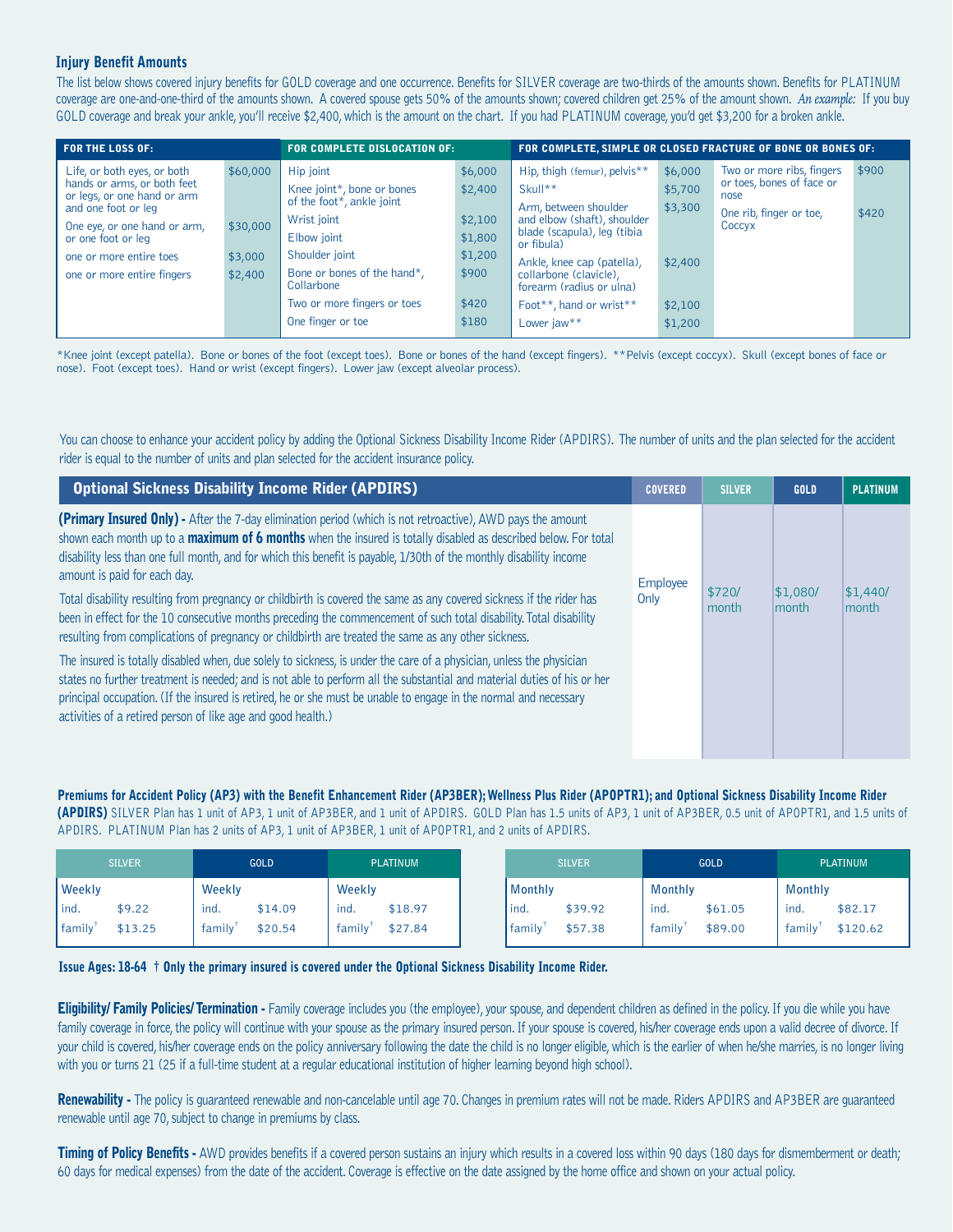### Injury Benefit Amounts

The list below shows covered injury benefits for GOLD coverage and one occurrence. Benefits for SILVER coverage are two-thirds of the amounts shown. Benefits for PLATINUM coverage are one-and-one-third of the amounts shown. A covered spouse gets 50% of the amounts shown; covered children get 25% of the amount shown. *An example:* If you buy GOLD coverage and break your ankle, you'll receive $2,400, which is the amount on the chart. If you had PLATINUM coverage, you'd get $3,200 for a broken ankle.

| FOR THE LOSS OF: | | FOR COMPLETE DISLOCATION OF: | | FOR COMPLETE, SIMPLE OR CLOSED FRACTURE OF BONE OR BONES OF: | | | |
|---|---|---|---|---|---|---|---|
| Life, or both eyes, or both hands or arms, or both feet or legs, or one hand or arm and one foot or leg | $60,000 | Hip joint | $6,000 | Hip, thigh (femur), pelvis** | $6,000 | Two or more ribs, fingers or toes, bones of face or nose | $900 |
| One eye, or one hand or arm, or one foot or leg | $30,000 | Knee joint*, bone or bones of the foot*, ankle joint | $2,400 | Skull** | $5,700 | One rib, finger or toe, Coccyx | $420 |
| one or more entire toes | $3,000 | Wrist joint | $2,100 | Arm, between shoulder and elbow (shaft), shoulder blade (scapula), leg (tibia or fibula) | $3,300 | | |
| one or more entire fingers | $2,400 | Elbow joint | $1,800 | Ankle, knee cap (patella), collarbone (clavicle), forearm (radius or ulna) | $2,400 | | |
| | | Shoulder joint | $1,200 | Foot**, hand or wrist** | $2,100 | | |
| | | Bone or bones of the hand*, Collarbone | $900 | Lower jaw** | $1,200 | | |
| | | Two or more fingers or toes | $420 | | | | |
| | | One finger or toe | $180 | | | | |

*Knee joint (except patella). Bone or bones of the foot (except toes). Bone or bones of the hand (except fingers). **Pelvis (except coccyx). Skull (except bones of face or nose). Foot (except toes). Hand or wrist (except fingers). Lower jaw (except alveolar process).

You can choose to enhance your accident policy by adding the Optional Sickness Disability Income Rider (APDIRS). The number of units and the plan selected for the accident rider is equal to the number of units and plan selected for the accident insurance policy.

| Optional Sickness Disability Income Rider (APDIRS) | COVERED | SILVER | GOLD | PLATINUM |
|---|---|---|---|---|
| **(Primary Insured Only) -** After the 7-day elimination period (which is not retroactive), AWD pays the amount shown each month up to a **maximum of 6 months** when the insured is totally disabled as described below. For total disability less than one full month, and for which this benefit is payable, 1/30th of the monthly disability income amount is paid for each day.<br><br>Total disability resulting from pregnancy or childbirth is covered the same as any covered sickness if the rider has been in effect for the 10 consecutive months preceding the commencement of such total disability. Total disability resulting from complications of pregnancy or childbirth are treated the same as any other sickness.<br><br>The insured is totally disabled when, due solely to sickness, is under the care of a physician, unless the physician states no further treatment is needed; and is not able to perform all the substantial and material duties of his or her principal occupation. (If the insured is retired, he or she must be unable to engage in the normal and necessary activities of a retired person of like age and good health.) | Employee Only | $720/ month | $1,080/ month | $1,440/ month |

**Premiums for Accident Policy (AP3) with the Benefit Enhancement Rider (AP3BER); Wellness Plus Rider (APOPTR1); and Optional Sickness Disability Income Rider (APDIRS)** SILVER Plan has 1 unit of AP3, 1 unit of AP3BER, and 1 unit of APDIRS. GOLD Plan has 1.5 units of AP3, 1 unit of AP3BER, 0.5 unit of APOPTR1, and 1.5 units of APDIRS. PLATINUM Plan has 2 units of AP3, 1 unit of AP3BER, 1 unit of APOPTR1, and 2 units of APDIRS.

| SILVER | | GOLD | | PLATINUM | |
|---|---|---|---|---|---|
| Weekly | | Weekly | | Weekly | |
| ind. | $9.22 | ind. | $14.09 | ind. | $18.97 |
| family† | $13.25 | family† | $20.54 | family† | $27.84 |

| SILVER | | GOLD | | PLATINUM | |
|---|---|---|---|---|---|
| Monthly | | Monthly | | Monthly | |
| ind. | $39.92 | ind. | $61.05 | ind. | $82.17 |
| family† | $57.38 | family† | $89.00 | family† | $120.62 |

**Issue Ages: 18-64 † Only the primary insured is covered under the Optional Sickness Disability Income Rider.**

**Eligibility/ Family Policies/ Termination -** Family coverage includes you (the employee), your spouse, and dependent children as defined in the policy. If you die while you have family coverage in force, the policy will continue with your spouse as the primary insured person. If your spouse is covered, his/her coverage ends upon a valid decree of divorce. If your child is covered, his/her coverage ends on the policy anniversary following the date the child is no longer eligible, which is the earlier of when he/she marries, is no longer living with you or turns 21 (25 if a full-time student at a regular educational institution of higher learning beyond high school).

**Renewability -** The policy is guaranteed renewable and non-cancelable until age 70. Changes in premium rates will not be made. Riders APDIRS and AP3BER are guaranteed renewable until age 70, subject to change in premiums by class.

**Timing of Policy Benefits -** AWD provides benefits if a covered person sustains an injury which results in a covered loss within 90 days (180 days for dismemberment or death; 60 days for medical expenses) from the date of the accident. Coverage is effective on the date assigned by the home office and shown on your actual policy.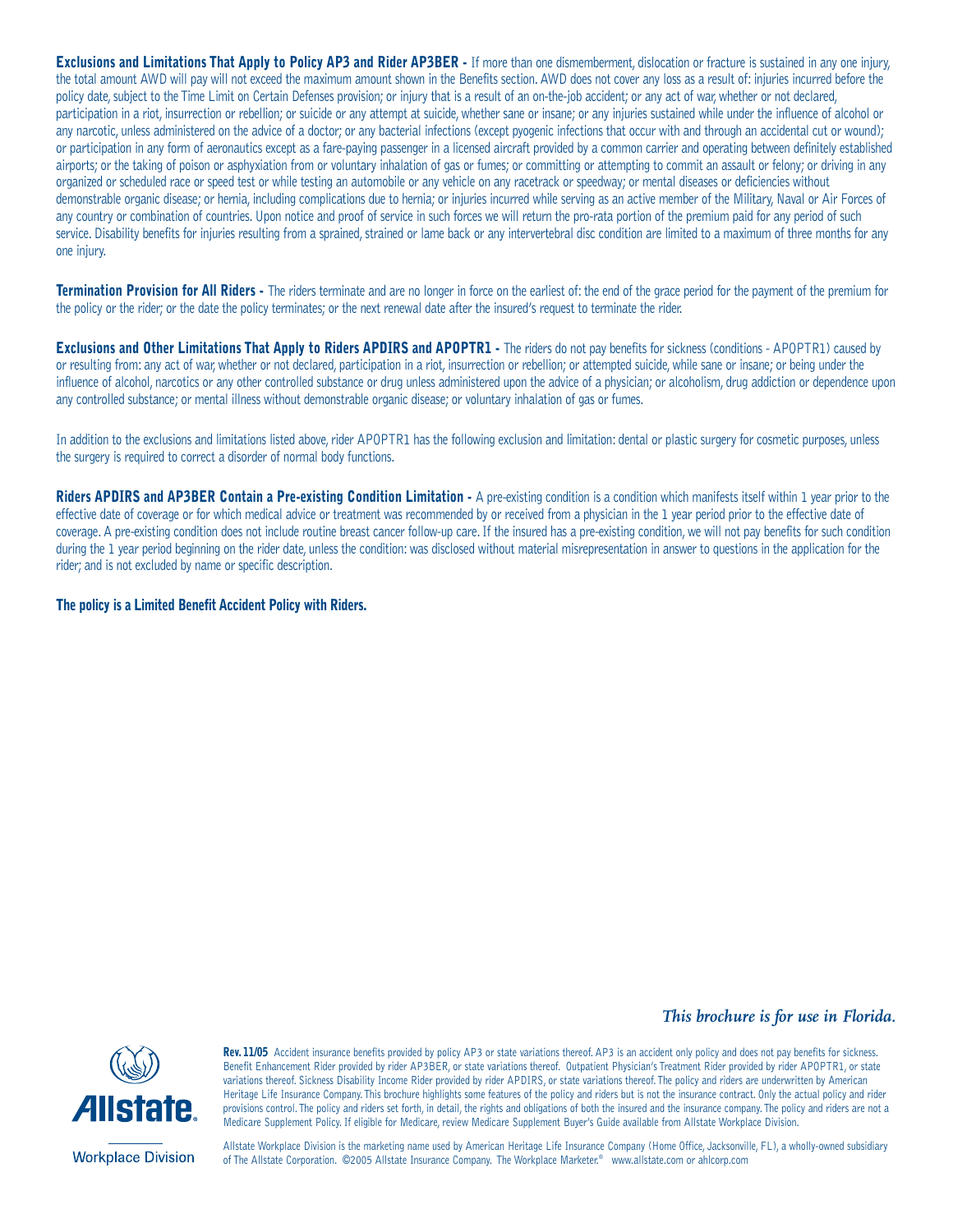**Exclusions and Limitations That Apply to Policy AP3 and Rider AP3BER -** If more than one dismemberment, dislocation or fracture is sustained in any one injury, the total amount AWD will pay will not exceed the maximum amount shown in the Benefits section. AWD does not cover any loss as a result of: injuries incurred before the policy date, subject to the Time Limit on Certain Defenses provision; or injury that is a result of an on-the-job accident; or any act of war, whether or not declared, participation in a riot, insurrection or rebellion; or suicide or any attempt at suicide, whether sane or insane; or any injuries sustained while under the influence of alcohol or any narcotic, unless administered on the advice of a doctor; or any bacterial infections (except pyogenic infections that occur with and through an accidental cut or wound); or participation in any form of aeronautics except as a fare-paying passenger in a licensed aircraft provided by a common carrier and operating between definitely established airports; or the taking of poison or asphyxiation from or voluntary inhalation of gas or fumes; or committing or attempting to commit an assault or felony; or driving in any organized or scheduled race or speed test or while testing an automobile or any vehicle on any racetrack or speedway; or mental diseases or deficiencies without demonstrable organic disease; or hernia, including complications due to hernia; or injuries incurred while serving as an active member of the Military, Naval or Air Forces of any country or combination of countries. Upon notice and proof of service in such forces we will return the pro-rata portion of the premium paid for any period of such service. Disability benefits for injuries resulting from a sprained, strained or lame back or any intervertebral disc condition are limited to a maximum of three months for any one injury.

**Termination Provision for All Riders -** The riders terminate and are no longer in force on the earliest of: the end of the grace period for the payment of the premium for the policy or the rider; or the date the policy terminates; or the next renewal date after the insured's request to terminate the rider.

**Exclusions and Other Limitations That Apply to Riders APDIRS and APOPTR1 -** The riders do not pay benefits for sickness (conditions - APOPTR1) caused by or resulting from: any act of war, whether or not declared, participation in a riot, insurrection or rebellion; or attempted suicide, while sane or insane; or being under the influence of alcohol, narcotics or any other controlled substance or drug unless administered upon the advice of a physician; or alcoholism, drug addiction or dependence upon any controlled substance; or mental illness without demonstrable organic disease; or voluntary inhalation of gas or fumes.

In addition to the exclusions and limitations listed above, rider APOPTR1 has the following exclusion and limitation: dental or plastic surgery for cosmetic purposes, unless the surgery is required to correct a disorder of normal body functions.

**Riders APDIRS and AP3BER Contain a Pre-existing Condition Limitation -** A pre-existing condition is a condition which manifests itself within 1 year prior to the effective date of coverage or for which medical advice or treatment was recommended by or received from a physician in the 1 year period prior to the effective date of coverage. A pre-existing condition does not include routine breast cancer follow-up care. If the insured has a pre-existing condition, we will not pay benefits for such condition during the 1 year period beginning on the rider date, unless the condition: was disclosed without material misrepresentation in answer to questions in the application for the rider; and is not excluded by name or specific description.

**The policy is a Limited Benefit Accident Policy with Riders.**

***This brochure is for use in Florida.***

Allstate. Workplace Division

**Rev. 11/05** Accident insurance benefits provided by policy AP3 or state variations thereof. AP3 is an accident only policy and does not pay benefits for sickness. Benefit Enhancement Rider provided by rider AP3BER, or state variations thereof. Outpatient Physician's Treatment Rider provided by rider APOPTR1, or state variations thereof. Sickness Disability Income Rider provided by rider APDIRS, or state variations thereof. The policy and riders are underwritten by American Heritage Life Insurance Company. This brochure highlights some features of the policy and riders but is not the insurance contract. Only the actual policy and rider provisions control. The policy and riders set forth, in detail, the rights and obligations of both the insured and the insurance company. The policy and riders are not a Medicare Supplement Policy. If eligible for Medicare, review Medicare Supplement Buyer's Guide available from Allstate Workplace Division.

Allstate Workplace Division is the marketing name used by American Heritage Life Insurance Company (Home Office, Jacksonville, FL), a wholly-owned subsidiary of The Allstate Corporation. ©2005 Allstate Insurance Company. The Workplace Marketer.® www.allstate.com or ahlcorp.com